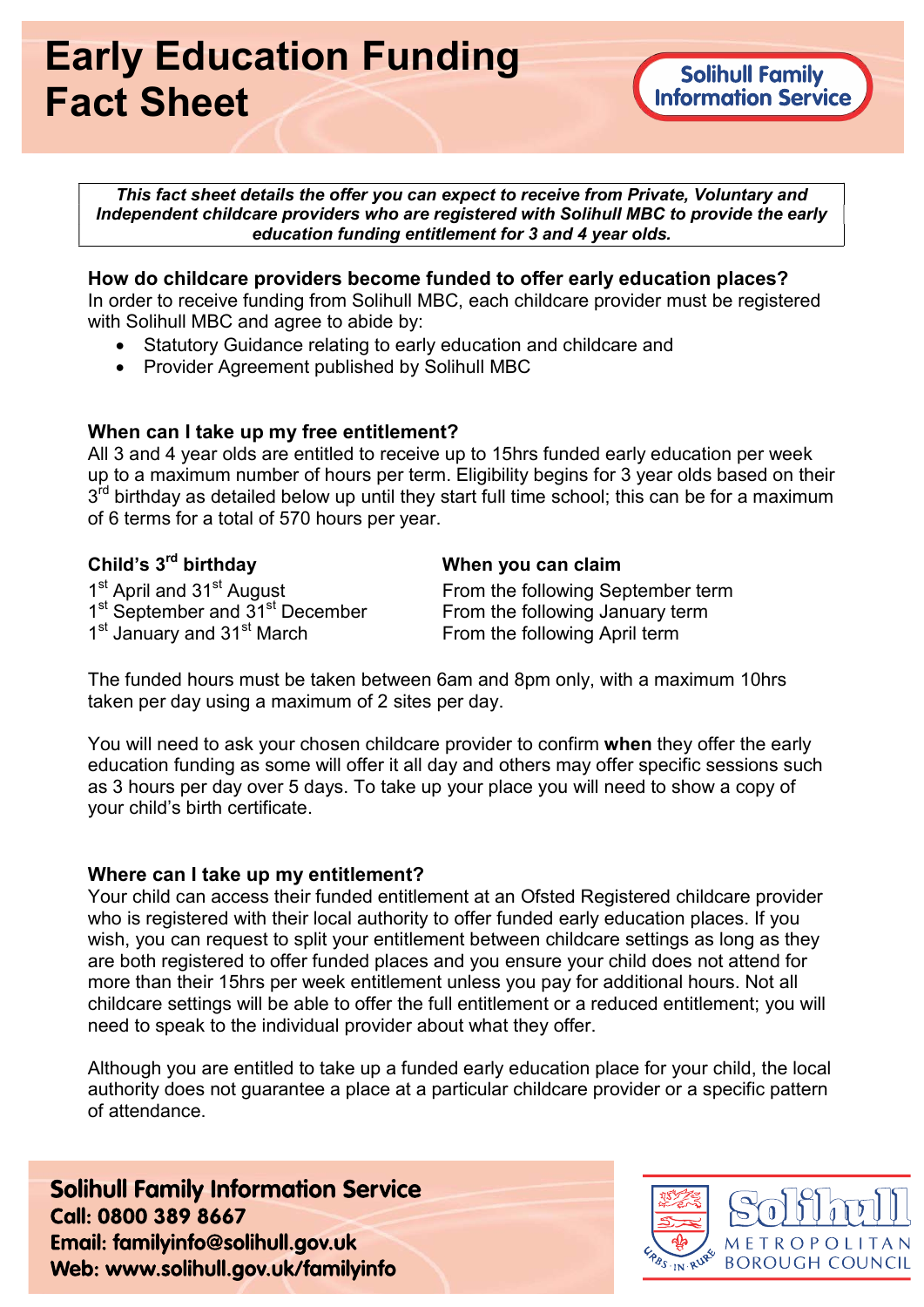# Early Education Funding Fact Sheet

**Solihull Family Information Service**

***This fact sheet details the offer you can expect to receive from Private, Voluntary and Independent childcare providers who are registered with Solihull MBC to provide the early education funding entitlement for 3 and 4 year olds.***

### How do childcare providers become funded to offer early education places?

In order to receive funding from Solihull MBC, each childcare provider must be registered with Solihull MBC and agree to abide by:

- Statutory Guidance relating to early education and childcare and
- Provider Agreement published by Solihull MBC

### When can I take up my free entitlement?

All 3 and 4 year olds are entitled to receive up to 15hrs funded early education per week up to a maximum number of hours per term. Eligibility begins for 3 year olds based on their 3rd birthday as detailed below up until they start full time school; this can be for a maximum of 6 terms for a total of 570 hours per year.

| Child's 3rd birthday | When you can claim |
|---|---|
| 1st April and 31st August | From the following September term |
| 1st September and 31st December | From the following January term |
| 1st January and 31st March | From the following April term |

The funded hours must be taken between 6am and 8pm only, with a maximum 10hrs taken per day using a maximum of 2 sites per day.

You will need to ask your chosen childcare provider to confirm **when** they offer the early education funding as some will offer it all day and others may offer specific sessions such as 3 hours per day over 5 days. To take up your place you will need to show a copy of your child's birth certificate.

### Where can I take up my entitlement?

Your child can access their funded entitlement at an Ofsted Registered childcare provider who is registered with their local authority to offer funded early education places. If you wish, you can request to split your entitlement between childcare settings as long as they are both registered to offer funded places and you ensure your child does not attend for more than their 15hrs per week entitlement unless you pay for additional hours. Not all childcare settings will be able to offer the full entitlement or a reduced entitlement; you will need to speak to the individual provider about what they offer.

Although you are entitled to take up a funded early education place for your child, the local authority does not guarantee a place at a particular childcare provider or a specific pattern of attendance.

**Solihull Family Information Service**
**Call: 0800 389 8667**
**Email: familyinfo@solihull.gov.uk**
**Web: www.solihull.gov.uk/familyinfo**

Solihull Metropolitan Borough Council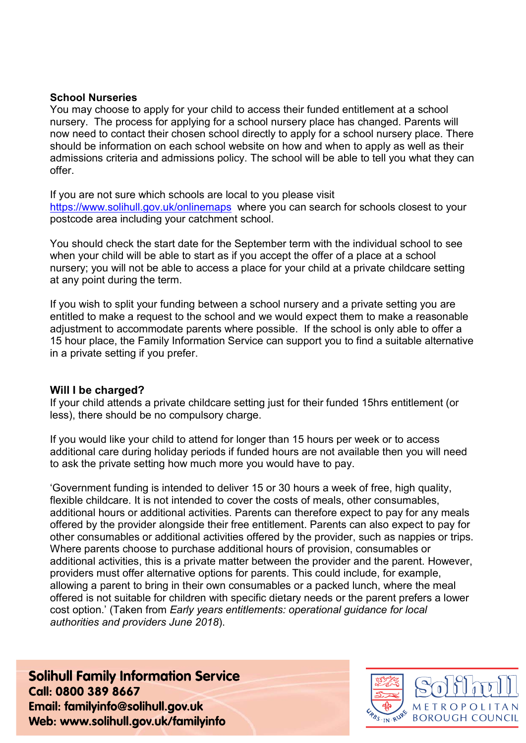**School Nurseries**

You may choose to apply for your child to access their funded entitlement at a school nursery. The process for applying for a school nursery place has changed. Parents will now need to contact their chosen school directly to apply for a school nursery place. There should be information on each school website on how and when to apply as well as their admissions criteria and admissions policy. The school will be able to tell you what they can offer.

If you are not sure which schools are local to you please visit https://www.solihull.gov.uk/onlinemaps where you can search for schools closest to your postcode area including your catchment school.

You should check the start date for the September term with the individual school to see when your child will be able to start as if you accept the offer of a place at a school nursery; you will not be able to access a place for your child at a private childcare setting at any point during the term.

If you wish to split your funding between a school nursery and a private setting you are entitled to make a request to the school and we would expect them to make a reasonable adjustment to accommodate parents where possible. If the school is only able to offer a 15 hour place, the Family Information Service can support you to find a suitable alternative in a private setting if you prefer.

**Will I be charged?**

If your child attends a private childcare setting just for their funded 15hrs entitlement (or less), there should be no compulsory charge.

If you would like your child to attend for longer than 15 hours per week or to access additional care during holiday periods if funded hours are not available then you will need to ask the private setting how much more you would have to pay.

'Government funding is intended to deliver 15 or 30 hours a week of free, high quality, flexible childcare. It is not intended to cover the costs of meals, other consumables, additional hours or additional activities. Parents can therefore expect to pay for any meals offered by the provider alongside their free entitlement. Parents can also expect to pay for other consumables or additional activities offered by the provider, such as nappies or trips. Where parents choose to purchase additional hours of provision, consumables or additional activities, this is a private matter between the provider and the parent. However, providers must offer alternative options for parents. This could include, for example, allowing a parent to bring in their own consumables or a packed lunch, where the meal offered is not suitable for children with specific dietary needs or the parent prefers a lower cost option.' (Taken from *Early years entitlements: operational guidance for local authorities and providers June 2018*).

**Solihull Family Information Service**
**Call: 0800 389 8667**
**Email: familyinfo@solihull.gov.uk**
**Web: www.solihull.gov.uk/familyinfo**

Solihull Metropolitan Borough Council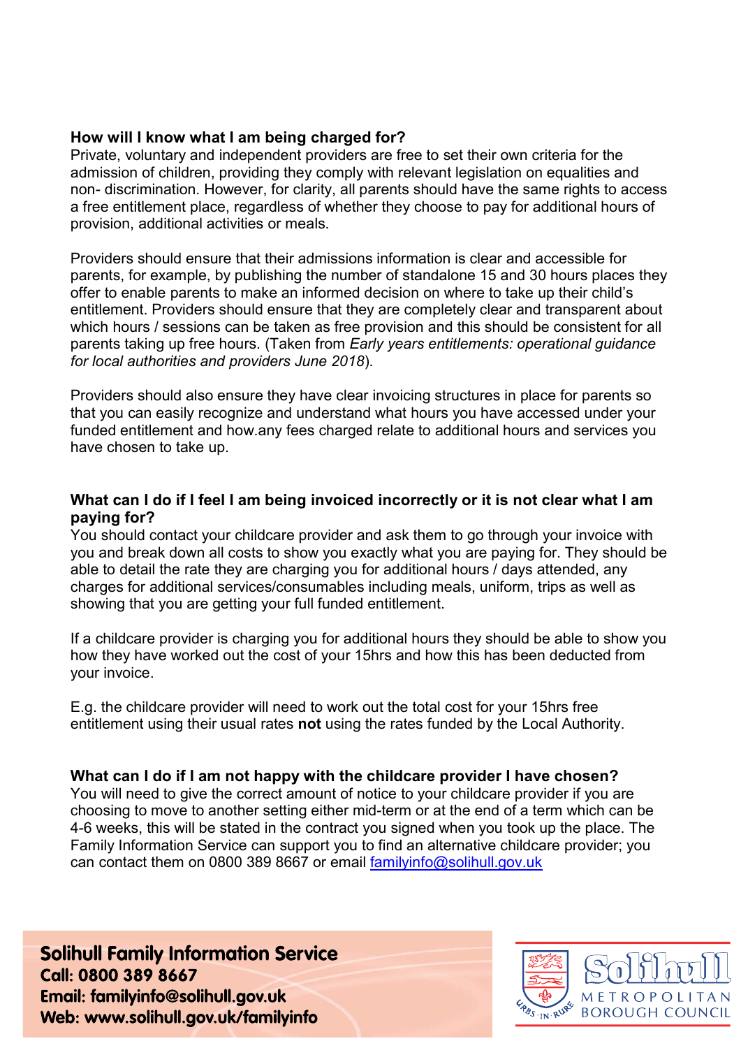**How will I know what I am being charged for?**

Private, voluntary and independent providers are free to set their own criteria for the admission of children, providing they comply with relevant legislation on equalities and non- discrimination. However, for clarity, all parents should have the same rights to access a free entitlement place, regardless of whether they choose to pay for additional hours of provision, additional activities or meals.

Providers should ensure that their admissions information is clear and accessible for parents, for example, by publishing the number of standalone 15 and 30 hours places they offer to enable parents to make an informed decision on where to take up their child's entitlement. Providers should ensure that they are completely clear and transparent about which hours / sessions can be taken as free provision and this should be consistent for all parents taking up free hours. (Taken from *Early years entitlements: operational guidance for local authorities and providers June 2018*).

Providers should also ensure they have clear invoicing structures in place for parents so that you can easily recognize and understand what hours you have accessed under your funded entitlement and how.any fees charged relate to additional hours and services you have chosen to take up.

**What can I do if I feel I am being invoiced incorrectly or it is not clear what I am paying for?**

You should contact your childcare provider and ask them to go through your invoice with you and break down all costs to show you exactly what you are paying for. They should be able to detail the rate they are charging you for additional hours / days attended, any charges for additional services/consumables including meals, uniform, trips as well as showing that you are getting your full funded entitlement.

If a childcare provider is charging you for additional hours they should be able to show you how they have worked out the cost of your 15hrs and how this has been deducted from your invoice.

E.g. the childcare provider will need to work out the total cost for your 15hrs free entitlement using their usual rates **not** using the rates funded by the Local Authority.

**What can I do if I am not happy with the childcare provider I have chosen?**

You will need to give the correct amount of notice to your childcare provider if you are choosing to move to another setting either mid-term or at the end of a term which can be 4-6 weeks, this will be stated in the contract you signed when you took up the place. The Family Information Service can support you to find an alternative childcare provider; you can contact them on 0800 389 8667 or email familyinfo@solihull.gov.uk

**Solihull Family Information Service**
**Call: 0800 389 8667**
**Email: familyinfo@solihull.gov.uk**
**Web: www.solihull.gov.uk/familyinfo**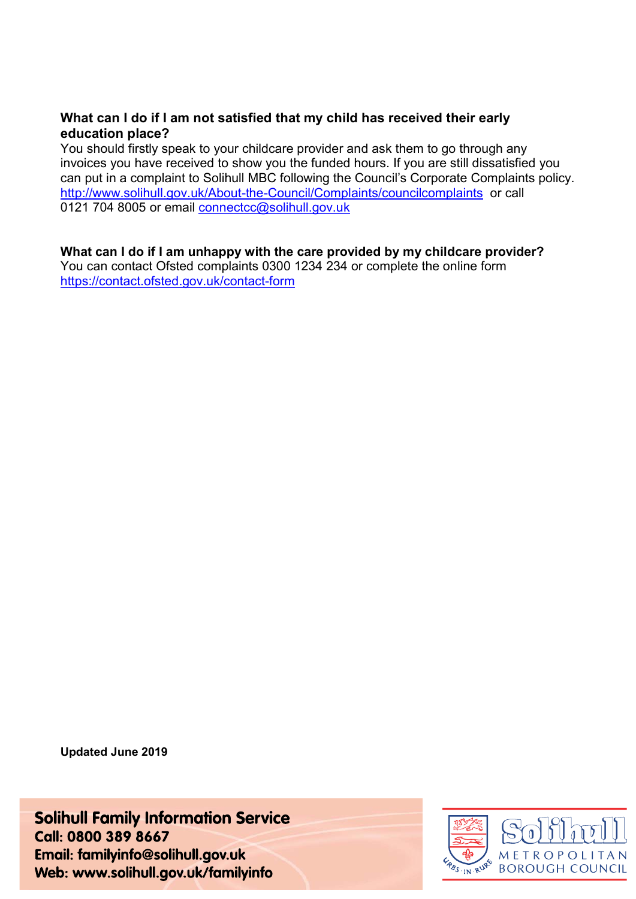**What can I do if I am not satisfied that my child has received their early education place?**

You should firstly speak to your childcare provider and ask them to go through any invoices you have received to show you the funded hours. If you are still dissatisfied you can put in a complaint to Solihull MBC following the Council's Corporate Complaints policy. http://www.solihull.gov.uk/About-the-Council/Complaints/councilcomplaints or call 0121 704 8005 or email connectcc@solihull.gov.uk

**What can I do if I am unhappy with the care provided by my childcare provider?**

You can contact Ofsted complaints 0300 1234 234 or complete the online form https://contact.ofsted.gov.uk/contact-form

**Updated June 2019**

**Solihull Family Information Service**
**Call: 0800 389 8667**
**Email: familyinfo@solihull.gov.uk**
**Web: www.solihull.gov.uk/familyinfo**

Solihull Metropolitan Borough Council